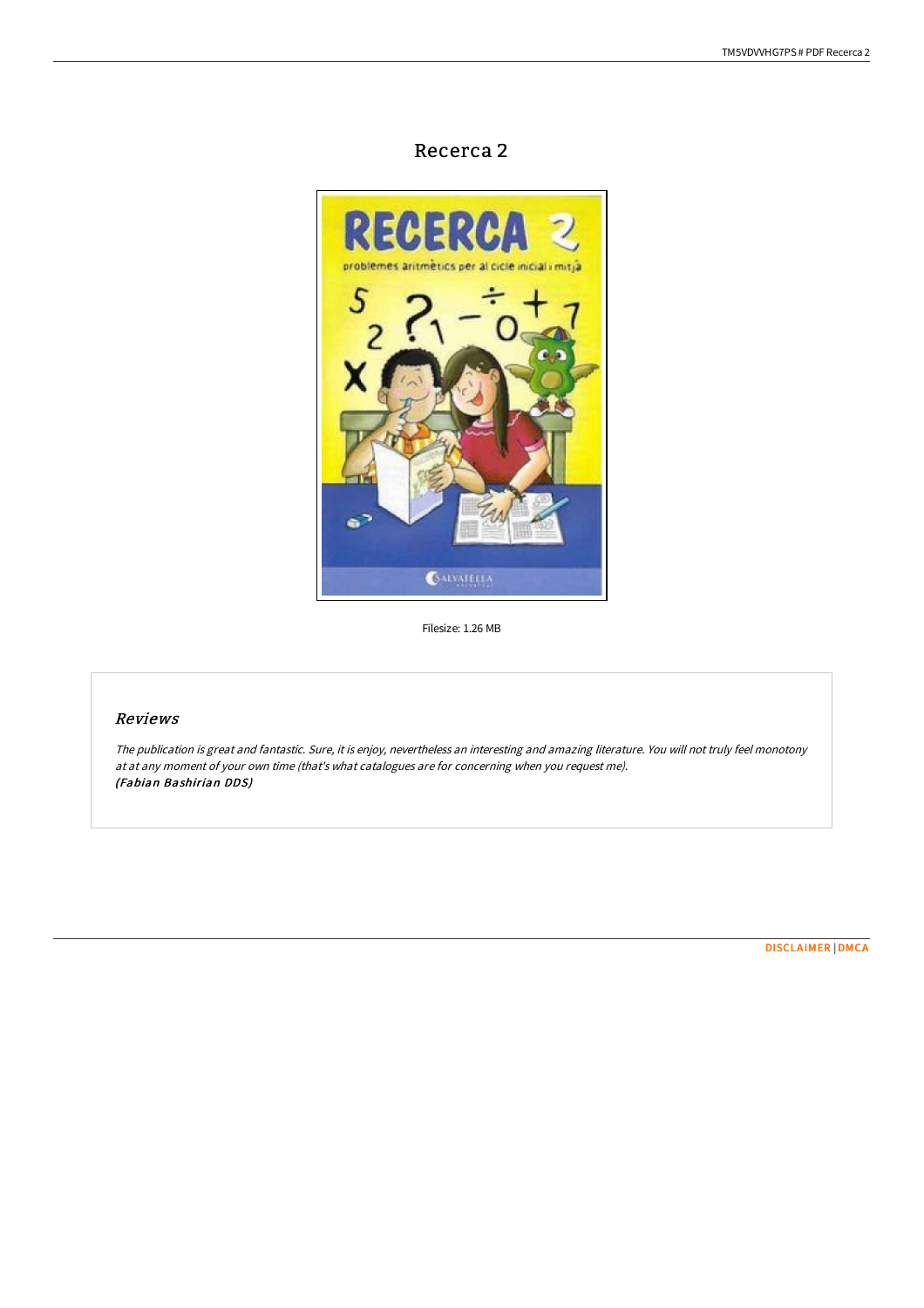# Recerca 2

Filesize: 1.26 MB

## *Reviews*

*The publication is great and fantastic. Sure, it is enjoy, nevertheless an interesting and amazing literature. You will not truly feel monotony at at any moment of your own time (that's what catalogues are for concerning when you request me).*
***(Fabian Bashirian DDS)***

DISCLAIMER | DMCA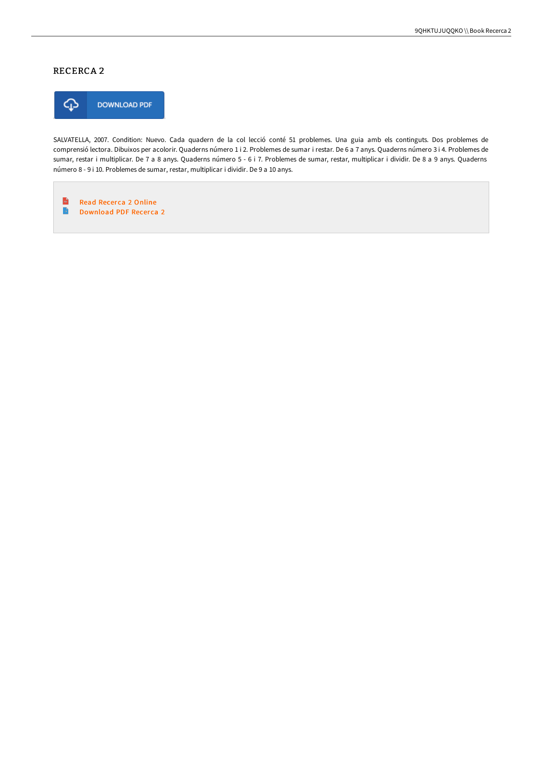## RECERCA 2

DOWNLOAD PDF

SALVATELLA, 2007. Condition: Nuevo. Cada quadern de la col lecció conté 51 problemes. Una guia amb els continguts. Dos problemes de comprensió lectora. Dibuixos per acolorir. Quaderns número 1 i 2. Problemes de sumar i restar. De 6 a 7 anys. Quaderns número 3 i 4. Problemes de sumar, restar i multiplicar. De 7 a 8 anys. Quaderns número 5 - 6 i 7. Problemes de sumar, restar, multiplicar i dividir. De 8 a 9 anys. Quaderns número 8 - 9 i 10. Problemes de sumar, restar, multiplicar i dividir. De 9 a 10 anys.

- Read Recerca 2 Online
- Download PDF Recerca 2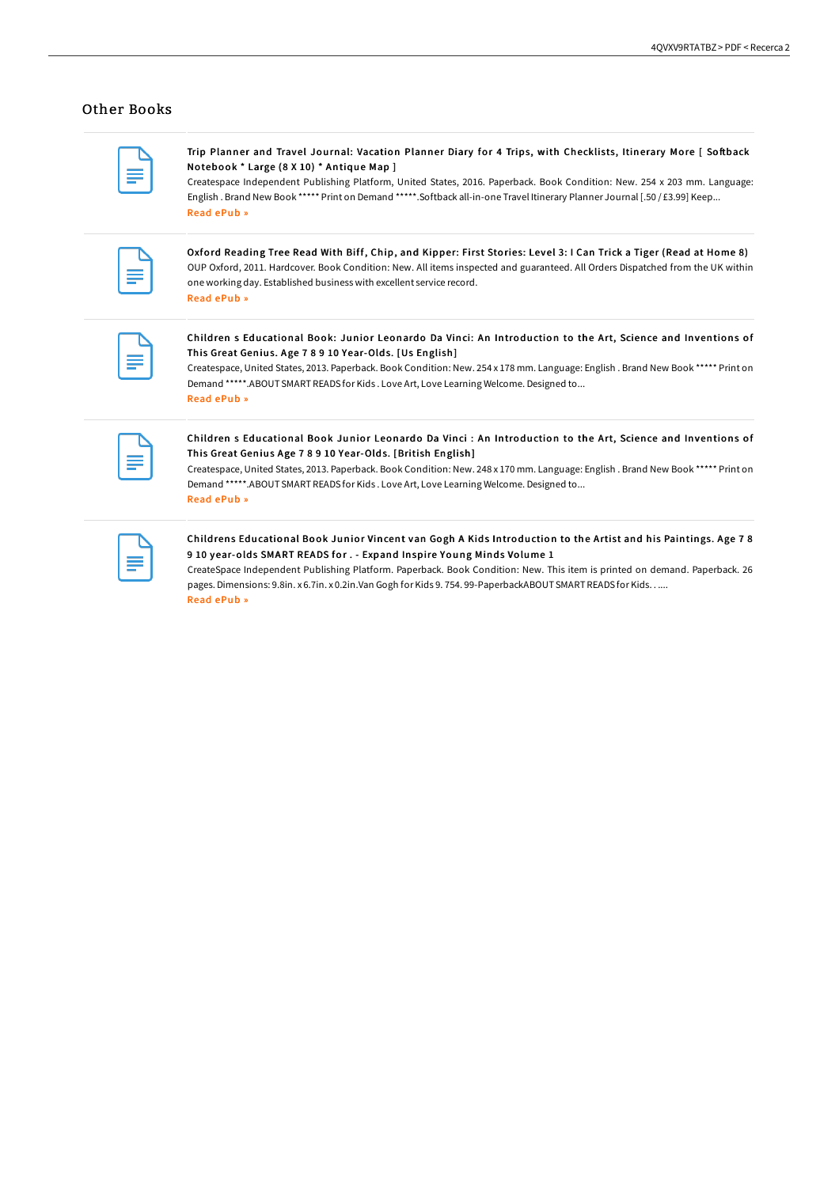## Other Books

**Trip Planner and Travel Journal: Vacation Planner Diary for 4 Trips, with Checklists, Itinerary More [ Softback Notebook * Large (8 X 10) * Antique Map ]**

Createspace Independent Publishing Platform, United States, 2016. Paperback. Book Condition: New. 254 x 203 mm. Language: English . Brand New Book ***** Print on Demand *****.Softback all-in-one Travel Itinerary Planner Journal [.50 / £3.99] Keep...

Read ePub »

**Oxford Reading Tree Read With Biff, Chip, and Kipper: First Stories: Level 3: I Can Trick a Tiger (Read at Home 8)**

OUP Oxford, 2011. Hardcover. Book Condition: New. All items inspected and guaranteed. All Orders Dispatched from the UK within one working day. Established business with excellent service record.

Read ePub »

**Children s Educational Book: Junior Leonardo Da Vinci: An Introduction to the Art, Science and Inventions of This Great Genius. Age 7 8 9 10 Year-Olds. [Us English]**

Createspace, United States, 2013. Paperback. Book Condition: New. 254 x 178 mm. Language: English . Brand New Book ***** Print on Demand *****.ABOUT SMART READS for Kids . Love Art, Love Learning Welcome. Designed to...

Read ePub »

**Children s Educational Book Junior Leonardo Da Vinci : An Introduction to the Art, Science and Inventions of This Great Genius Age 7 8 9 10 Year-Olds. [British English]**

Createspace, United States, 2013. Paperback. Book Condition: New. 248 x 170 mm. Language: English . Brand New Book ***** Print on Demand *****.ABOUT SMART READS for Kids . Love Art, Love Learning Welcome. Designed to...

Read ePub »

**Childrens Educational Book Junior Vincent van Gogh A Kids Introduction to the Artist and his Paintings. Age 7 8 9 10 year-olds SMART READS for . - Expand Inspire Young Minds Volume 1**

CreateSpace Independent Publishing Platform. Paperback. Book Condition: New. This item is printed on demand. Paperback. 26 pages. Dimensions: 9.8in. x 6.7in. x 0.2in.Van Gogh for Kids 9. 754. 99-PaperbackABOUT SMART READS for Kids. . ....

Read ePub »